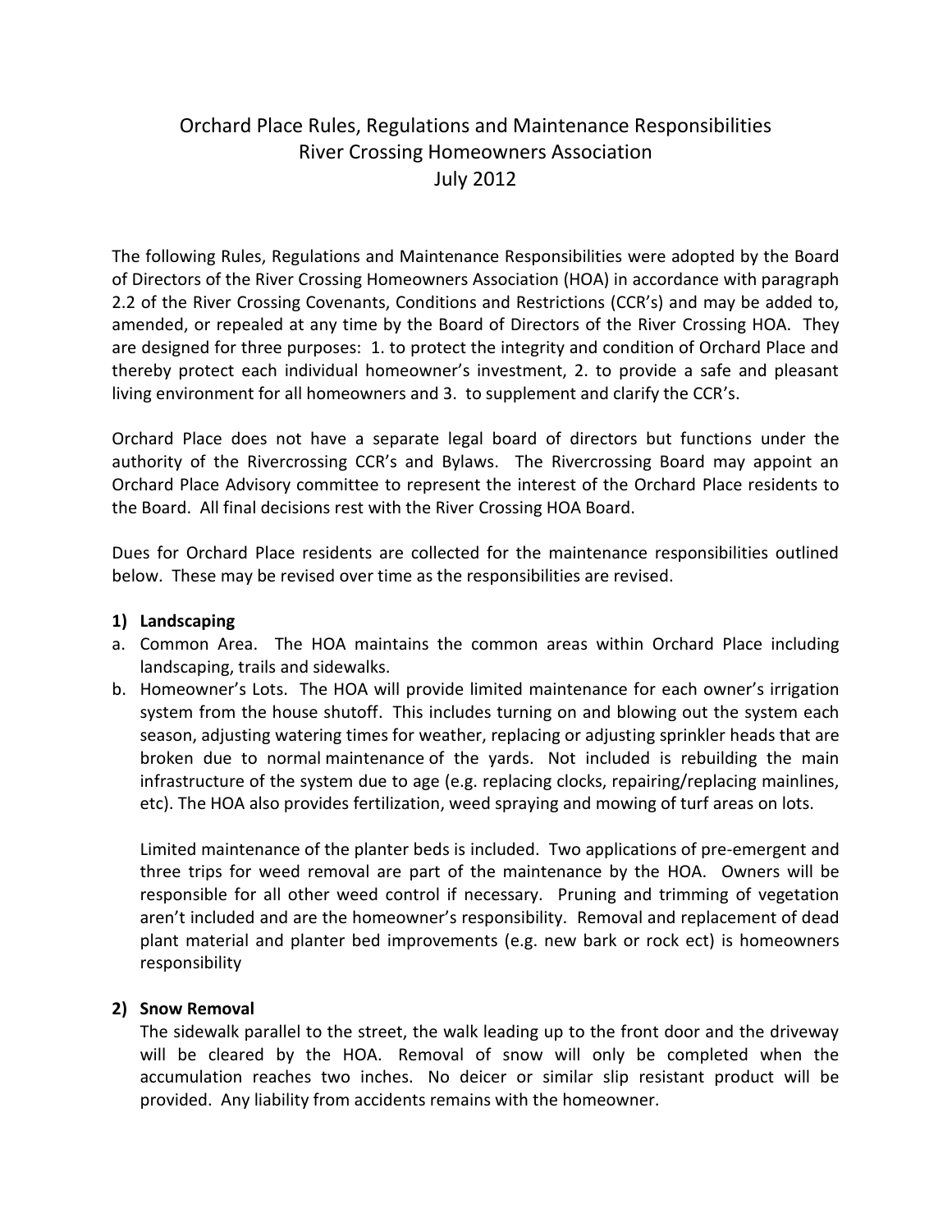# Orchard Place Rules, Regulations and Maintenance Responsibilities
## River Crossing Homeowners Association
## July 2012

The following Rules, Regulations and Maintenance Responsibilities were adopted by the Board of Directors of the River Crossing Homeowners Association (HOA) in accordance with paragraph 2.2 of the River Crossing Covenants, Conditions and Restrictions (CCR's) and may be added to, amended, or repealed at any time by the Board of Directors of the River Crossing HOA. They are designed for three purposes: 1. to protect the integrity and condition of Orchard Place and thereby protect each individual homeowner's investment, 2. to provide a safe and pleasant living environment for all homeowners and 3. to supplement and clarify the CCR's.

Orchard Place does not have a separate legal board of directors but functions under the authority of the Rivercrossing CCR's and Bylaws. The Rivercrossing Board may appoint an Orchard Place Advisory committee to represent the interest of the Orchard Place residents to the Board. All final decisions rest with the River Crossing HOA Board.

Dues for Orchard Place residents are collected for the maintenance responsibilities outlined below. These may be revised over time as the responsibilities are revised.

**1) Landscaping**

a. Common Area. The HOA maintains the common areas within Orchard Place including landscaping, trails and sidewalks.

b. Homeowner's Lots. The HOA will provide limited maintenance for each owner's irrigation system from the house shutoff. This includes turning on and blowing out the system each season, adjusting watering times for weather, replacing or adjusting sprinkler heads that are broken due to normal maintenance of the yards. Not included is rebuilding the main infrastructure of the system due to age (e.g. replacing clocks, repairing/replacing mainlines, etc). The HOA also provides fertilization, weed spraying and mowing of turf areas on lots.

   Limited maintenance of the planter beds is included. Two applications of pre-emergent and three trips for weed removal are part of the maintenance by the HOA. Owners will be responsible for all other weed control if necessary. Pruning and trimming of vegetation aren't included and are the homeowner's responsibility. Removal and replacement of dead plant material and planter bed improvements (e.g. new bark or rock ect) is homeowners responsibility

**2) Snow Removal**

The sidewalk parallel to the street, the walk leading up to the front door and the driveway will be cleared by the HOA. Removal of snow will only be completed when the accumulation reaches two inches. No deicer or similar slip resistant product will be provided. Any liability from accidents remains with the homeowner.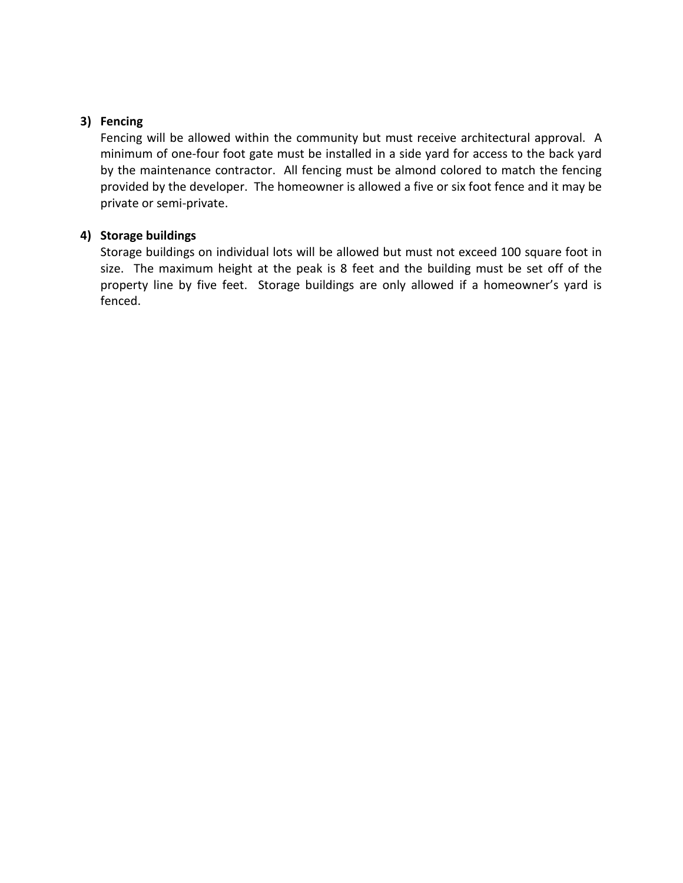3) **Fencing**

   Fencing will be allowed within the community but must receive architectural approval. A minimum of one-four foot gate must be installed in a side yard for access to the back yard by the maintenance contractor. All fencing must be almond colored to match the fencing provided by the developer. The homeowner is allowed a five or six foot fence and it may be private or semi-private.

4) **Storage buildings**

   Storage buildings on individual lots will be allowed but must not exceed 100 square foot in size. The maximum height at the peak is 8 feet and the building must be set off of the property line by five feet. Storage buildings are only allowed if a homeowner's yard is fenced.